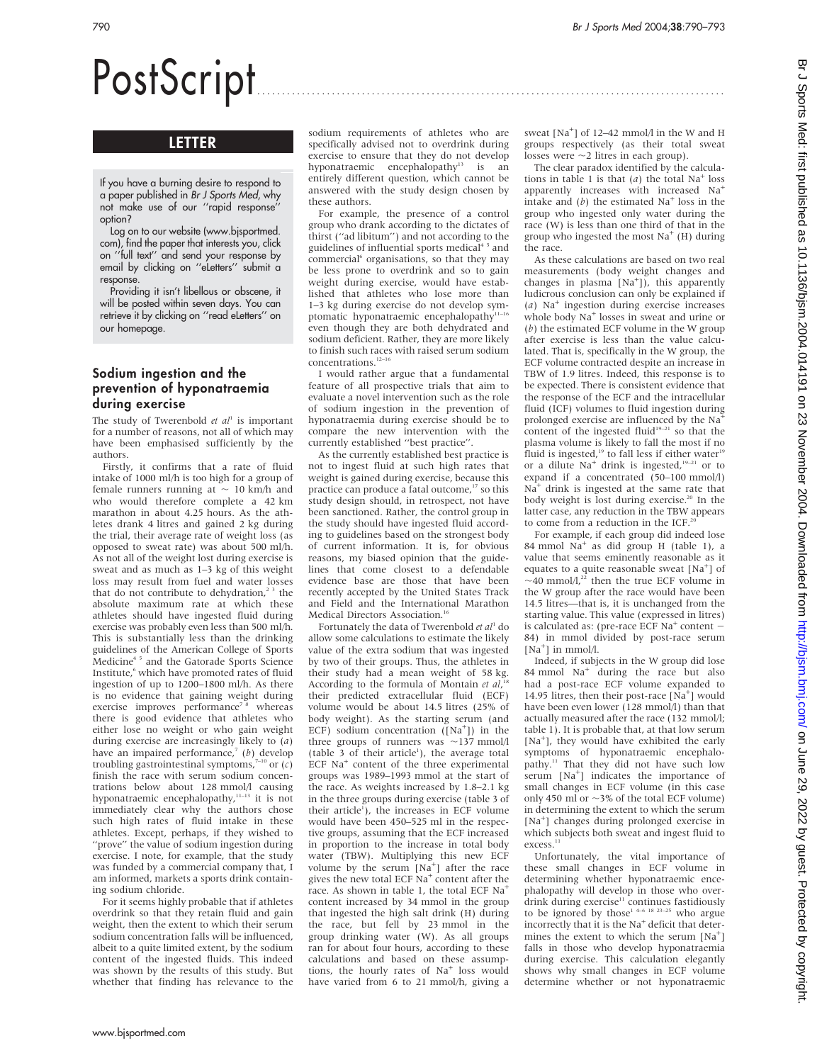# PostScript

## LETTER

If you have a burning desire to respond to a paper published in *Br J Sports Med*, why not make use of our "rapid response" option?

Log on to our website (www.bjsportmed.com), find the paper that interests you, click on "full text" and send your response by email by clicking on "eLetters" submit a response.

Providing it isn't libellous or obscene, it will be posted within seven days. You can retrieve it by clicking on "read eLetters" on our homepage.

### Sodium ingestion and the prevention of hyponatraemia during exercise

The study of Twerenbold *et al*[1] is important for a number of reasons, not all of which may have been emphasised sufficiently by the authors.

Firstly, it confirms that a rate of fluid intake of 1000 ml/h is too high for a group of female runners running at ~ 10 km/h and who would therefore complete a 42 km marathon in about 4.25 hours. As the athletes drank 4 litres and gained 2 kg during the trial, their average rate of weight loss (as opposed to sweat rate) was about 500 ml/h. As not all of the weight lost during exercise is sweat and as much as 1–3 kg of this weight loss may result from fuel and water losses that do not contribute to dehydration,[2,3] the absolute maximum rate at which these athletes should have ingested fluid during exercise was probably even less than 500 ml/h. This is substantially less than the drinking guidelines of the American College of Sports Medicine[4,5] and the Gatorade Sports Science Institute,[6] which have promoted rates of fluid ingestion of up to 1200–1800 ml/h. As there is no evidence that gaining weight during exercise improves performance[7,8] whereas there is good evidence that athletes who either lose no weight or who gain weight during exercise are increasingly likely to (*a*) have an impaired performance,[7] (*b*) develop troubling gastrointestinal symptoms,[7–10] or (*c*) finish the race with serum sodium concentrations below about 128 mmol/l causing hyponatraemic encephalopathy,[11–13] it is not immediately clear why the authors chose such high rates of fluid intake in these athletes. Except, perhaps, if they wished to "prove" the value of sodium ingestion during exercise. I note, for example, that the study was funded by a commercial company that, I am informed, markets a sports drink containing sodium chloride.

For it seems highly probable that if athletes overdrink so that they retain fluid and gain weight, then the extent to which their serum sodium concentration falls will be influenced, albeit to a quite limited extent, by the sodium content of the ingested fluids. This indeed was shown by the results of this study. But whether that finding has relevance to the sodium requirements of athletes who are specifically advised not to overdrink during exercise to ensure that they do not develop hyponatraemic encephalopathy[13] is an entirely different question, which cannot be answered with the study design chosen by these authors.

For example, the presence of a control group who drank according to the dictates of thirst ("ad libitum") and not according to the guidelines of influential sports medical[4,5] and commercial[6] organisations, so that they may be less prone to overdrink and so to gain weight during exercise, would have established that athletes who lose more than 1–3 kg during exercise do not develop symptomatic hyponatraemic encephalopathy[11–16] even though they are both dehydrated and sodium deficient. Rather, they are more likely to finish such races with raised serum sodium concentrations.[12–16]

I would rather argue that a fundamental feature of all prospective trials that aim to evaluate a novel intervention such as the role of sodium ingestion in the prevention of hyponatraemia during exercise should be to compare the new intervention with the currently established "best practice".

As the currently established best practice is not to ingest fluid at such high rates that weight is gained during exercise, because this practice can produce a fatal outcome,[17] so this study design should, in retrospect, not have been sanctioned. Rather, the control group in the study should have ingested fluid according to guidelines based on the strongest body of current information. It is, for obvious reasons, my biased opinion that the guidelines that come closest to a defendable evidence base are those that have been recently accepted by the United States Track and Field and the International Marathon Medical Directors Association.[16]

Fortunately the data of Twerenbold *et al*[1] do allow some calculations to estimate the likely value of the extra sodium that was ingested by two of their groups. Thus, the athletes in their study had a mean weight of 58 kg. According to the formula of Montain *et al*,[18] their predicted extracellular fluid (ECF) volume would be about 14.5 litres (25% of body weight). As the starting serum (and ECF) sodium concentration ([$Na^+$]) in the three groups of runners was ~137 mmol/l (table 3 of their article[1]), the average total ECF $Na^+$ content of the three experimental groups was 1989–1993 mmol at the start of the race. As weights increased by 1.8–2.1 kg in the three groups during exercise (table 3 of their article[1]), the increases in ECF volume would have been 450–525 ml in the respective groups, assuming that the ECF increased in proportion to the increase in total body water (TBW). Multiplying this new ECF volume by the serum [$Na^+$] after the race gives the new total ECF $Na^+$ content after the race. As shown in table 1, the total ECF $Na^+$ content increased by 34 mmol in the group that ingested the high salt drink (H) during the race, but fell by 23 mmol in the group drinking water (W). As all groups ran for about four hours, according to these calculations and based on these assumptions, the hourly rates of $Na^+$ loss would have varied from 6 to 21 mmol/h, giving a sweat [$Na^+$] of 12–42 mmol/l in the W and H groups respectively (as their total sweat losses were ~2 litres in each group).

The clear paradox identified by the calculations in table 1 is that (*a*) the total $Na^+$ loss apparently increases with increased $Na^+$ intake and (*b*) the estimated $Na^+$ loss in the group who ingested only water during the race (W) is less than one third of that in the group who ingested the most $Na^+$ (H) during the race.

As these calculations are based on two real measurements (body weight changes and changes in plasma [$Na^+$]), this apparently ludicrous conclusion can only be explained if (*a*) $Na^+$ ingestion during exercise increases whole body $Na^+$ losses in sweat and urine or (*b*) the estimated ECF volume in the W group after exercise is less than the value calculated. That is, specifically in the W group, the ECF volume contracted despite an increase in TBW of 1.9 litres. Indeed, this response is to be expected. There is consistent evidence that the response of the ECF and the intracellular fluid (ICF) volumes to fluid ingestion during prolonged exercise are influenced by the $Na^+$ content of the ingested fluid[19–21] so that the plasma volume is likely to fall the most if no fluid is ingested,[19] to fall less if either water[19] or a dilute $Na^+$ drink is ingested,[19–21] or to expand if a concentrated (50–100 mmol/l) $Na^+$ drink is ingested at the same rate that body weight is lost during exercise.[20] In the latter case, any reduction in the TBW appears to come from a reduction in the ICF.[20]

For example, if each group did indeed lose 84 mmol $Na^+$ as did group H (table 1), a value that seems eminently reasonable as it equates to a quite reasonable sweat [$Na^+$] of ~40 mmol/l,[22] then the true ECF volume in the W group after the race would have been 14.5 litres—that is, it is unchanged from the starting value. This value (expressed in litres) is calculated as: (pre-race ECF $Na^+$ content − 84) in mmol divided by post-race serum [$Na^+$] in mmol/l.

Indeed, if subjects in the W group did lose 84 mmol $Na^+$ during the race but also had a post-race ECF volume expanded to 14.95 litres, then their post-race [$Na^+$] would have been even lower (128 mmol/l) than that actually measured after the race (132 mmol/l; table 1). It is probable that, at that low serum [$Na^+$], they would have exhibited the early symptoms of hyponatraemic encephalopathy.[11] That they did not have such low serum [$Na^+$] indicates the importance of small changes in ECF volume (in this case only 450 ml or ~3% of the total ECF volume) in determining the extent to which the serum [$Na^+$] changes during prolonged exercise in which subjects both sweat and ingest fluid to excess.[11]

Unfortunately, the vital importance of these small changes in ECF volume in determining whether hyponatraemic encephalopathy will develop in those who overdrink during exercise[11] continues fastidiously to be ignored by those[1,4–6,18,23–25] who argue incorrectly that it is the $Na^+$ deficit that determines the extent to which the serum [$Na^+$] falls in those who develop hyponatraemia during exercise. This calculation elegantly shows why small changes in ECF volume determine whether or not hyponatraemic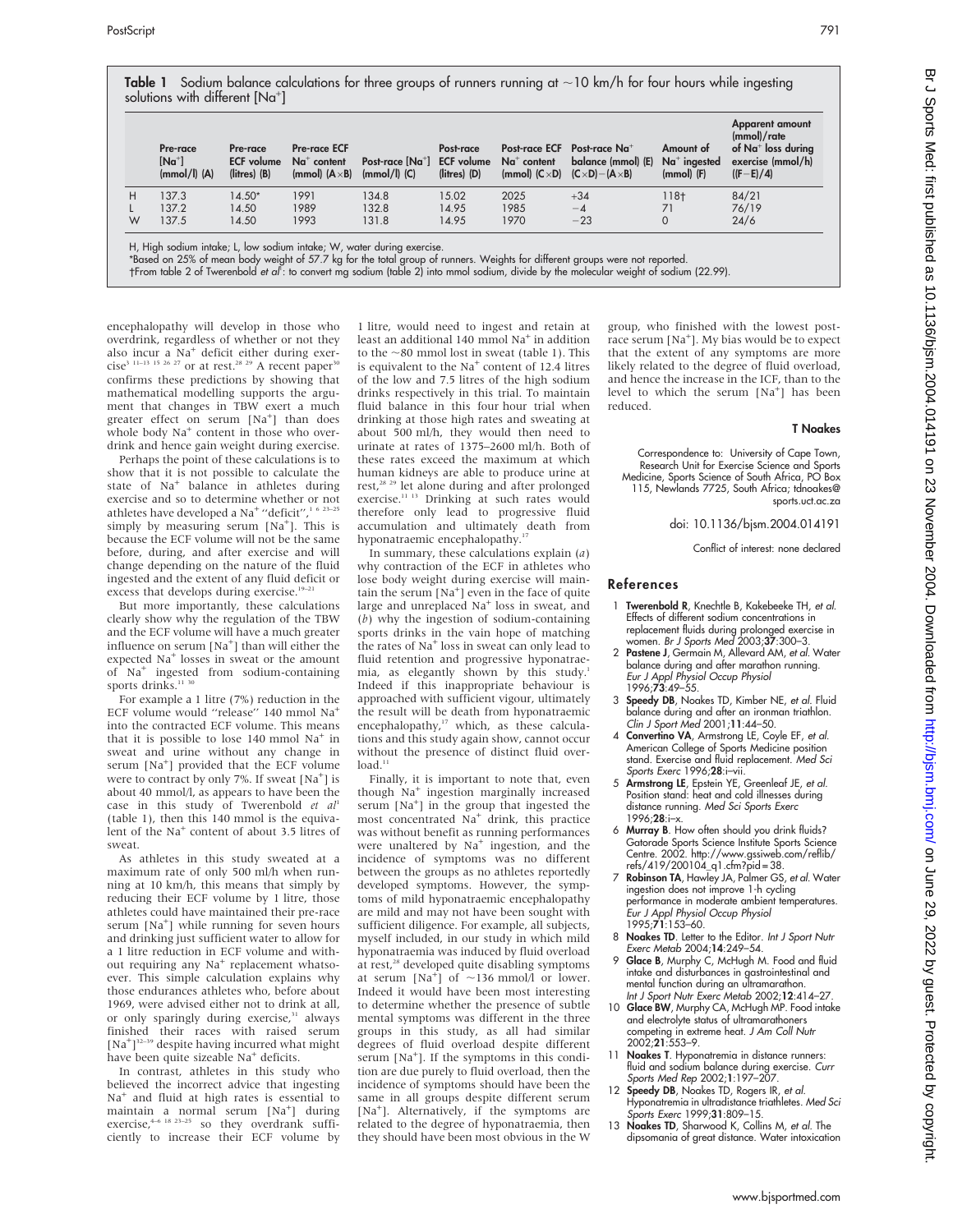**Table 1** Sodium balance calculations for three groups of runners running at ~10 km/h for four hours while ingesting solutions with different [$Na^+$]

| | Pre-race [$Na^+$] (mmol/l) (A) | Pre-race ECF volume (litres) (B) | Pre-race ECF $Na^+$ content (mmol) (A×B) | Post-race [$Na^+$] (mmol/l) (C) | Post-race ECF volume (litres) (D) | Post-race ECF $Na^+$ content (mmol) (C×D) | Post-race $Na^+$ balance (mmol) (E) (C×D)−(A×B) | Amount of $Na^+$ ingested (mmol) (F) | Apparent amount (mmol)/rate of $Na^+$ loss during exercise (mmol/h) ((F−E)/4) |
|---|---|---|---|---|---|---|---|---|---|
| H | 137.3 | 14.50* | 1991 | 134.8 | 15.02 | 2025 | +34 | 118† | 84/21 |
| L | 137.2 | 14.50 | 1989 | 132.8 | 14.95 | 1985 | −4 | 71 | 76/19 |
| W | 137.5 | 14.50 | 1993 | 131.8 | 14.95 | 1970 | −23 | 0 | 24/6 |

H, High sodium intake; L, low sodium intake; W, water during exercise.
*Based on 25% of mean body weight of 57.7 kg for the total group of runners. Weights for different groups were not reported.
†From table 2 of Twerenbold *et al*[1]: to convert mg sodium (table 2) into mmol sodium, divide by the molecular weight of sodium (22.99).

encephalopathy will develop in those who overdrink, regardless of whether or not they also incur a $Na^+$ deficit either during exercise[3 11–13 15 26 27] or at rest.[28 29] A recent paper[30] confirms these predictions by showing that mathematical modelling supports the argument that changes in TBW exert a much greater effect on serum [$Na^+$] than does whole body $Na^+$ content in those who overdrink and hence gain weight during exercise.

Perhaps the point of these calculations is to show that it is not possible to calculate the state of $Na^+$ balance in athletes during exercise and so to determine whether or not athletes have developed a $Na^+$ "deficit",[1 6 23–25] simply by measuring serum [$Na^+$]. This is because the ECF volume will not be the same before, during, and after exercise and will change depending on the nature of the fluid ingested and the extent of any fluid deficit or excess that develops during exercise.[19–21]

But more importantly, these calculations clearly show why the regulation of the TBW and the ECF volume will have a much greater influence on serum [$Na^+$] than will either the expected $Na^+$ losses in sweat or the amount of $Na^+$ ingested from sodium-containing sports drinks.[11 30]

For example a 1 litre (7%) reduction in the ECF volume would "release" 140 mmol $Na^+$ into the contracted ECF volume. This means that it is possible to lose 140 mmol $Na^+$ in sweat and urine without any change in serum [$Na^+$] provided that the ECF volume were to contract by only 7%. If sweat [$Na^+$] is about 40 mmol/l, as appears to have been the case in this study of Twerenbold *et al*[1] (table 1), then this 140 mmol is the equivalent of the $Na^+$ content of about 3.5 litres of sweat.

As athletes in this study sweated at a maximum rate of only 500 ml/h when running at 10 km/h, this means that simply by reducing their ECF volume by 1 litre, those athletes could have maintained their pre-race serum [$Na^+$] while running for seven hours and drinking just sufficient water to allow for a 1 litre reduction in ECF volume and without requiring any $Na^+$ replacement whatsoever. This simple calculation explains why those endurances athletes who, before about 1969, were advised either not to drink at all, or only sparingly during exercise,[31] always finished their races with raised serum [$Na^+$][32–39] despite having incurred what might have been quite sizeable $Na^+$ deficits.

In contrast, athletes in this study who believed the incorrect advice that ingesting $Na^+$ and fluid at high rates is essential to maintain a normal serum [$Na^+$] during exercise,[4–6 18 23–25] so they overdrank sufficiently to increase their ECF volume by 1 litre, would need to ingest and retain at least an additional 140 mmol $Na^+$ in addition to the ~80 mmol lost in sweat (table 1). This is equivalent to the $Na^+$ content of 12.4 litres of the low and 7.5 litres of the high sodium drinks respectively in this trial. To maintain fluid balance in this four hour trial when drinking at those high rates and sweating at about 500 ml/h, they would then need to urinate at rates of 1375–2600 ml/h. Both of these rates exceed the maximum at which human kidneys are able to produce urine at rest,[28 29] let alone during and after prolonged exercise.[11 13] Drinking at such rates would therefore only lead to progressive fluid accumulation and ultimately death from hyponatraemic encephalopathy.[17]

In summary, these calculations explain (*a*) why contraction of the ECF in athletes who lose body weight during exercise will maintain the serum [$Na^+$] even in the face of quite large and unreplaced $Na^+$ loss in sweat, and (*b*) why the ingestion of sodium-containing sports drinks in the vain hope of matching the rates of $Na^+$ loss in sweat can only lead to fluid retention and progressive hyponatraemia, as elegantly shown by this study.[1] Indeed if this inappropriate behaviour is approached with sufficient vigour, ultimately the result will be death from hyponatraemic encephalopathy,[17] which, as these calculations and this study again show, cannot occur without the presence of distinct fluid overload.[11]

Finally, it is important to note that, even though $Na^+$ ingestion marginally increased serum [$Na^+$] in the group that ingested the most concentrated $Na^+$ drink, this practice was without benefit as running performances were unaltered by $Na^+$ ingestion, and the incidence of symptoms was no different between the groups as no athletes reportedly developed symptoms. However, the symptoms of mild hyponatraemic encephalopathy are mild and may not have been sought with sufficient diligence. For example, all subjects, myself included, in our study in which mild hyponatraemia was induced by fluid overload at rest,[28] developed quite disabling symptoms at serum [$Na^+$] of ~136 mmol/l or lower. Indeed it would have been most interesting to determine whether the presence of subtle mental symptoms was different in the three groups in this study, as all had similar degrees of fluid overload despite different serum [$Na^+$]. If the symptoms in this condition are due purely to fluid overload, then the incidence of symptoms should have been the same in all groups despite different serum [$Na^+$]. Alternatively, if the symptoms are related to the degree of hyponatraemia, then they should have been most obvious in the W group, who finished with the lowest post-race serum [$Na^+$]. My bias would be to expect that the extent of any symptoms are more likely related to the degree of fluid overload, and hence the increase in the ICF, than to the level to which the serum [$Na^+$] has been reduced.

**T Noakes**

Correspondence to: University of Cape Town, Research Unit for Exercise Science and Sports Medicine, Sports Science of South Africa, PO Box 115, Newlands 7725, South Africa; tdnoakes@sports.uct.ac.za

doi: 10.1136/bjsm.2004.014191

Conflict of interest: none declared

## References

1. **Twerenbold R**, Knechtle B, Kakebeeke TH, *et al.* Effects of different sodium concentrations in replacement fluids during prolonged exercise in women. *Br J Sports Med* 2003;**37**:300–3.
2. **Pastene J**, Germain M, Allevard AM, *et al.* Water balance during and after marathon running. *Eur J Appl Physiol Occup Physiol* 1996;**73**:49–55.
3. **Speedy DB**, Noakes TD, Kimber NE, *et al.* Fluid balance during and after an ironman triathlon. *Clin J Sport Med* 2001;**11**:44–50.
4. **Convertino VA**, Armstrong LE, Coyle EF, *et al.* American College of Sports Medicine position stand. Exercise and fluid replacement. *Med Sci Sports Exerc* 1996;**28**:i–vii.
5. **Armstrong LE**, Epstein YE, Greenleaf JE, *et al.* Position stand: heat and cold illnesses during distance running. *Med Sci Sports Exerc* 1996;**28**:i–x.
6. **Murray B**. How often should you drink fluids? Gatorade Sports Science Institute Sports Science Centre. 2002. http://www.gssiweb.com/reflib/refs/419/200104_q1.cfm?pid=38.
7. **Robinson TA**, Hawley JA, Palmer GS, *et al.* Water ingestion does not improve 1-h cycling performance in moderate ambient temperatures. *Eur J Appl Physiol Occup Physiol* 1995;**71**:153–60.
8. **Noakes TD**. Letter to the Editor. *Int J Sport Nutr Exerc Metab* 2004;**14**:249–54.
9. **Glace B**, Murphy C, McHugh M. Food and fluid intake and disturbances in gastrointestinal and mental function during an ultramarathon. *Int J Sport Nutr Exerc Metab* 2002;**12**:414–27.
10. **Glace BW**, Murphy CA, McHugh MP. Food intake and electrolyte status of ultramarathoners competing in extreme heat. *J Am Coll Nutr* 2002;**21**:553–9.
11. **Noakes T**. Hyponatremia in distance runners: fluid and sodium balance during exercise. *Curr Sports Med Rep* 2002;**1**:197–207.
12. **Speedy DB**, Noakes TD, Rogers IR, *et al.* Hyponatremia in ultradistance triathletes. *Med Sci Sports Exerc* 1999;**31**:809–15.
13. **Noakes TD**, Sharwood K, Collins M, *et al.* The dipsomania of great distance. Water intoxication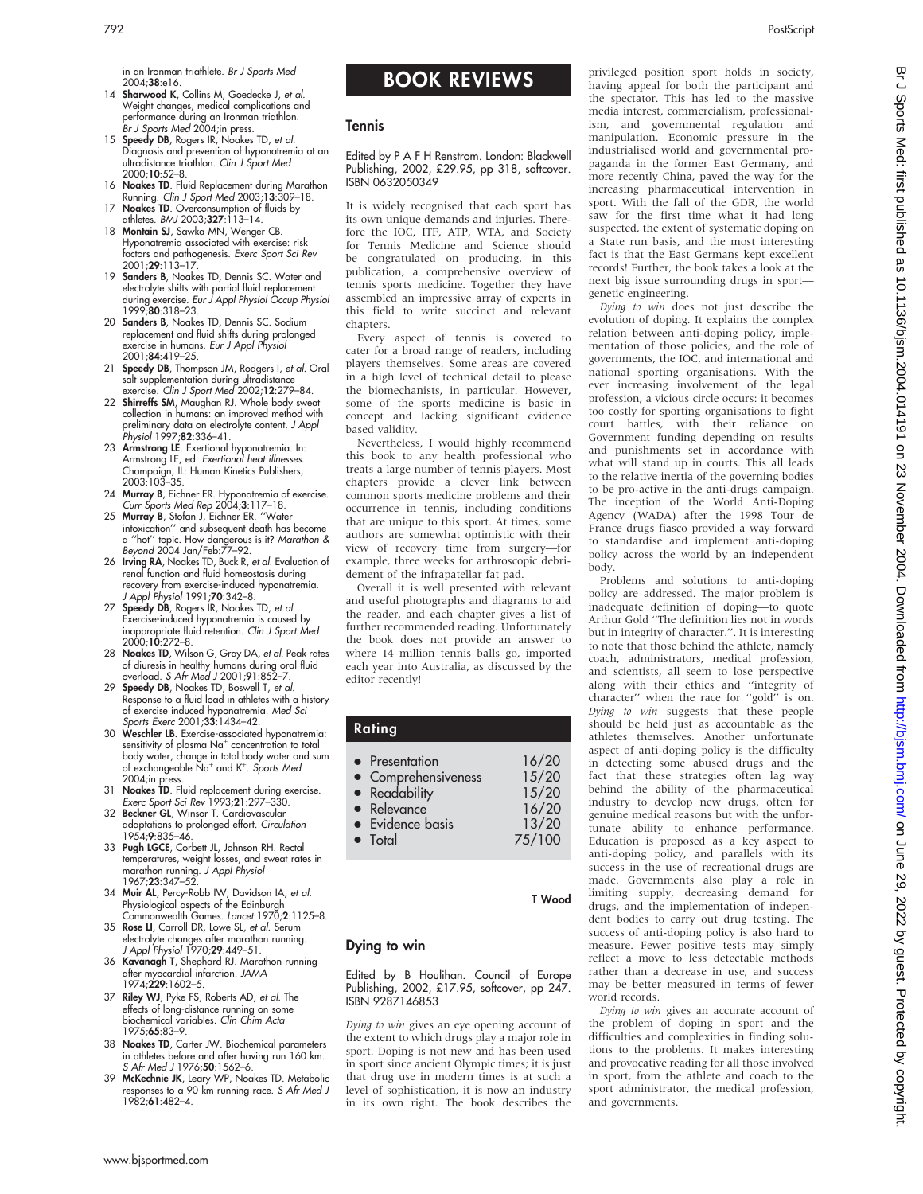in an Ironman triathlete. *Br J Sports Med* 2004;**38**:e16.

14 **Sharwood K**, Collins M, Goedecke J, *et al*. Weight changes, medical complications and performance during an Ironman triathlon. *Br J Sports Med* 2004;in press.

15 **Speedy DB**, Rogers IR, Noakes TD, *et al*. Diagnosis and prevention of hyponatremia at an ultradistance triathlon. *Clin J Sport Med* 2000;**10**:52–8.

16 **Noakes TD**. Fluid Replacement during Marathon Running. *Clin J Sport Med* 2003;**13**:309–18.

17 **Noakes TD**. Overconsumption of fluids by athletes. *BMJ* 2003;**327**:113–14.

18 **Montain SJ**, Sawka MN, Wenger CB. Hyponatremia associated with exercise: risk factors and pathogenesis. *Exerc Sport Sci Rev* 2001;**29**:113–17.

19 **Sanders B**, Noakes TD, Dennis SC. Water and electrolyte shifts with partial fluid replacement during exercise. *Eur J Appl Physiol Occup Physiol* 1999;**80**:318–23.

20 **Sanders B**, Noakes TD, Dennis SC. Sodium replacement and fluid shifts during prolonged exercise in humans. *Eur J Appl Physiol* 2001;**84**:419–25.

21 **Speedy DB**, Thompson JM, Rodgers I, *et al*. Oral salt supplementation during ultradistance exercise. *Clin J Sport Med* 2002;**12**:279–84.

22 **Shirreffs SM**, Maughan RJ. Whole body sweat collection in humans: an improved method with preliminary data on electrolyte content. *J Appl Physiol* 1997;**82**:336–41.

23 **Armstrong LE**. Exertional hyponatremia. In: Armstrong LE, ed. *Exertional heat illnesses*. Champaign, IL: Human Kinetics Publishers, 2003:103–35.

24 **Murray B**, Eichner ER. Hyponatremia of exercise. *Curr Sports Med Rep* 2004;**3**:117–18.

25 **Murray B**, Stofan J, Eichner ER. "Water intoxication" and subsequent death has become a "hot" topic. How dangerous is it? *Marathon & Beyond* 2004 Jan/Feb:77–92.

26 **Irving RA**, Noakes TD, Buck R, *et al*. Evaluation of renal function and fluid homeostasis during recovery from exercise-induced hyponatremia. *J Appl Physiol* 1991;**70**:342–8.

27 **Speedy DB**, Rogers IR, Noakes TD, *et al*. Exercise-induced hyponatremia is caused by inappropriate fluid retention. *Clin J Sport Med* 2000;**10**:272–8.

28 **Noakes TD**, Wilson G, Gray DA, *et al*. Peak rates of diuresis in healthy humans during oral fluid overload. *S Afr Med J* 2001;**91**:852–7.

29 **Speedy DB**, Noakes TD, Boswell T, *et al*. Response to a fluid load in athletes with a history of exercise induced hyponatremia. *Med Sci Sports Exerc* 2001;**33**:1434–42.

30 **Weschler LB**. Exercise-associated hyponatremia: sensitivity of plasma $Na^+$ concentration to total body water, change in total body water and sum of exchangeable $Na^+$ and $K^+$. *Sports Med* 2004;in press.

31 **Noakes TD**. Fluid replacement during exercise. *Exerc Sport Sci Rev* 1993;**21**:297–330.

32 **Beckner GL**, Winsor T. Cardiovascular adaptations to prolonged effort. *Circulation* 1954;**9**:835–46.

33 **Pugh LGCE**, Corbett JL, Johnson RH. Rectal temperatures, weight losses, and sweat rates in marathon running. *J Appl Physiol* 1967;**23**:347–52.

34 **Muir AL**, Percy-Robb IW, Davidson IA, *et al*. Physiological aspects of the Edinburgh Commonwealth Games. *Lancet* 1970;**2**:1125–8.

35 **Rose LI**, Carroll DR, Lowe SL, *et al*. Serum electrolyte changes after marathon running. *J Appl Physiol* 1970;**29**:449–51.

36 **Kavanagh T**, Shephard RJ. Marathon running after myocardial infarction. *JAMA* 1974;**229**:1602–5.

37 **Riley WJ**, Pyke FS, Roberts AD, *et al*. The effects of long-distance running on some biochemical variables. *Clin Chim Acta* 1975;**65**:83–9.

38 **Noakes TD**, Carter JW. Biochemical parameters in athletes before and after having run 160 km. *S Afr Med J* 1976;**50**:1562–6.

39 **McKechnie JK**, Leary WP, Noakes TD. Metabolic responses to a 90 km running race. *S Afr Med J* 1982;**61**:482–4.

# BOOK REVIEWS

## Tennis

Edited by P A F H Renstrom. London: Blackwell Publishing, 2002, £29.95, pp 318, softcover. ISBN 0632050349

It is widely recognised that each sport has its own unique demands and injuries. Therefore the IOC, ITF, ATP, WTA, and Society for Tennis Medicine and Science should be congratulated on producing, in this publication, a comprehensive overview of tennis sports medicine. Together they have assembled an impressive array of experts in this field to write succinct and relevant chapters.

Every aspect of tennis is covered to cater for a broad range of readers, including players themselves. Some areas are covered in a high level of technical detail to please the biomechanists, in particular. However, some of the sports medicine is basic in concept and lacking significant evidence based validity.

Nevertheless, I would highly recommend this book to any health professional who treats a large number of tennis players. Most chapters provide a clever link between common sports medicine problems and their occurrence in tennis, including conditions that are unique to this sport. At times, some authors are somewhat optimistic with their view of recovery time from surgery—for example, three weeks for arthroscopic debridement of the infrapatellar fat pad.

Overall it is well presented with relevant and useful photographs and diagrams to aid the reader, and each chapter gives a list of further recommended reading. Unfortunately the book does not provide an answer to where 14 million tennis balls go, imported each year into Australia, as discussed by the editor recently!

| Rating | |
|---|---|
| • Presentation | 16/20 |
| • Comprehensiveness | 15/20 |
| • Readability | 15/20 |
| • Relevance | 16/20 |
| • Evidence basis | 13/20 |
| • Total | 75/100 |

**T Wood**

## Dying to win

Edited by B Houlihan. Council of Europe Publishing, 2002, £17.95, softcover, pp 247. ISBN 9287146853

*Dying to win* gives an eye opening account of the extent to which drugs play a major role in sport. Doping is not new and has been used in sport since ancient Olympic times; it is just that drug use in modern times is at such a level of sophistication, it is now an industry in its own right. The book describes the privileged position sport holds in society, having appeal for both the participant and the spectator. This has led to the massive media interest, commercialism, professionalism, and governmental regulation and manipulation. Economic pressure in the industrialised world and governmental propaganda in the former East Germany, and more recently China, paved the way for the increasing pharmaceutical intervention in sport. With the fall of the GDR, the world saw for the first time what it had long suspected, the extent of systematic doping on a State run basis, and the most interesting fact is that the East Germans kept excellent records! Further, the book takes a look at the next big issue surrounding drugs in sport—genetic engineering.

*Dying to win* does not just describe the evolution of doping. It explains the complex relation between anti-doping policy, implementation of those policies, and the role of governments, the IOC, and international and national sporting organisations. With the ever increasing involvement of the legal profession, a vicious circle occurs: it becomes too costly for sporting organisations to fight court battles, with their reliance on Government funding depending on results and punishments set in accordance with what will stand up in courts. This all leads to the relative inertia of the governing bodies to be pro-active in the anti-drugs campaign. The inception of the World Anti-Doping Agency (WADA) after the 1998 Tour de France drugs fiasco provided a way forward to standardise and implement anti-doping policy across the world by an independent body.

Problems and solutions to anti-doping policy are addressed. The major problem is inadequate definition of doping—to quote Arthur Gold "The definition lies not in words but in integrity of character.". It is interesting to note that those behind the athlete, namely coach, administrators, medical profession, and scientists, all seem to lose perspective along with their ethics and "integrity of character" when the race for "gold" is on. *Dying to win* suggests that these people should be held just as accountable as the athletes themselves. Another unfortunate aspect of anti-doping policy is the difficulty in detecting some abused drugs and the fact that these strategies often lag way behind the ability of the pharmaceutical industry to develop new drugs, often for genuine medical reasons but with the unfortunate ability to enhance performance. Education is proposed as a key aspect to anti-doping policy, and parallels with its success in the use of recreational drugs are made. Governments also play a role in limiting supply, decreasing demand for drugs, and the implementation of independent bodies to carry out drug testing. The success of anti-doping policy is also hard to measure. Fewer positive tests may simply reflect a move to less detectable methods rather than a decrease in use, and success may be better measured in terms of fewer world records.

*Dying to win* gives an accurate account of the problem of doping in sport and the difficulties and complexities in finding solutions to the problems. It makes interesting and provocative reading for all those involved in sport, from the athlete and coach to the sport administrator, the medical profession, and governments.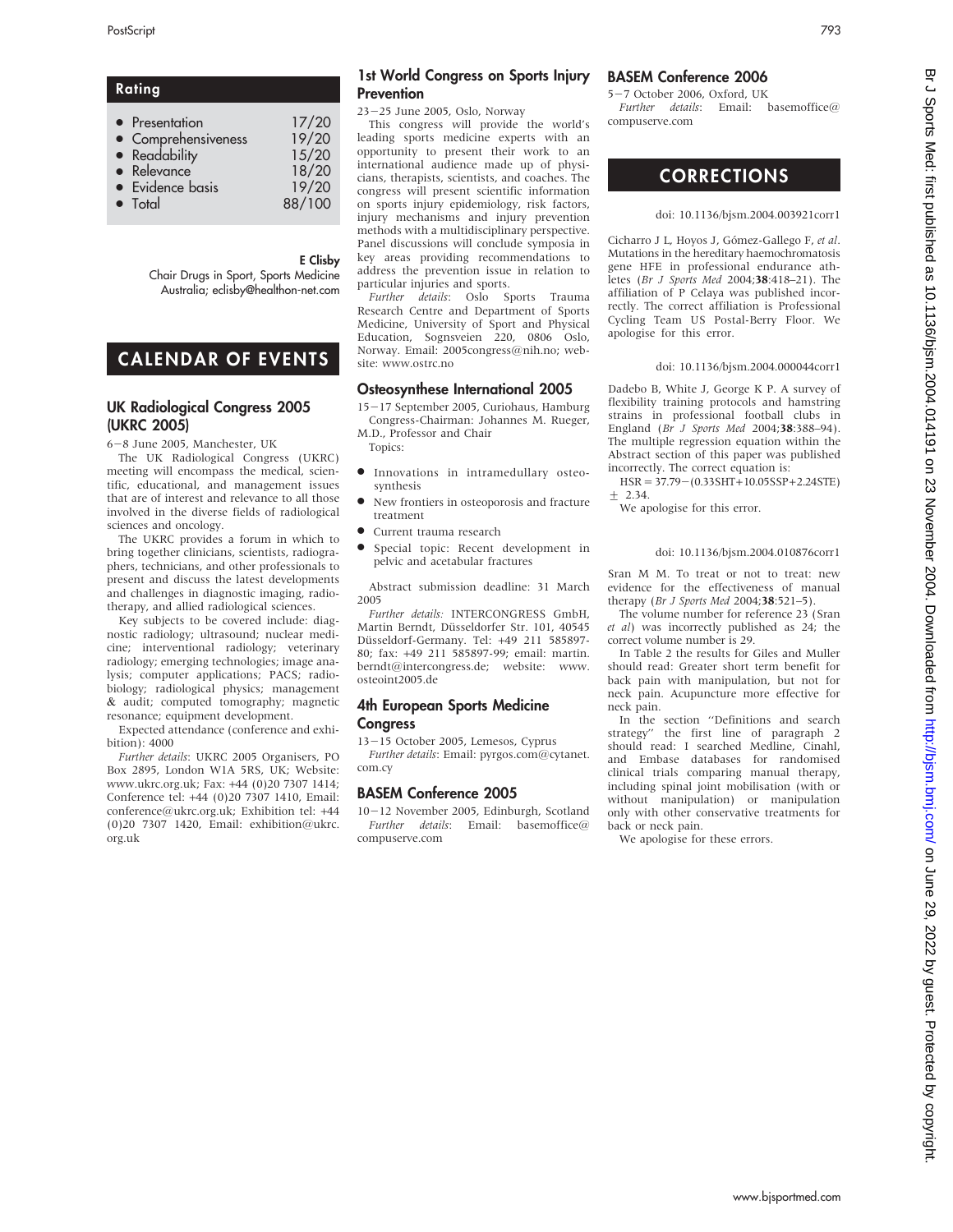## Rating

| | |
|---|---|
| • Presentation | 17/20 |
| • Comprehensiveness | 19/20 |
| • Readability | 15/20 |
| • Relevance | 18/20 |
| • Evidence basis | 19/20 |
| • Total | 88/100 |

**E Clisby**
Chair Drugs in Sport, Sports Medicine Australia; eclisby@healthon-net.com

# CALENDAR OF EVENTS

### UK Radiological Congress 2005 (UKRC 2005)

6–8 June 2005, Manchester, UK

The UK Radiological Congress (UKRC) meeting will encompass the medical, scientific, educational, and management issues that are of interest and relevance to all those involved in the diverse fields of radiological sciences and oncology.

The UKRC provides a forum in which to bring together clinicians, scientists, radiographers, technicians, and other professionals to present and discuss the latest developments and challenges in diagnostic imaging, radiotherapy, and allied radiological sciences.

Key subjects to be covered include: diagnostic radiology; ultrasound; nuclear medicine; interventional radiology; veterinary radiology; emerging technologies; image analysis; computer applications; PACS; radiobiology; radiological physics; management & audit; computed tomography; magnetic resonance; equipment development.

Expected attendance (conference and exhibition): 4000

*Further details*: UKRC 2005 Organisers, PO Box 2895, London W1A 5RS, UK; Website: www.ukrc.org.uk; Fax: +44 (0)20 7307 1414; Conference tel: +44 (0)20 7307 1410, Email: conference@ukrc.org.uk; Exhibition tel: +44 (0)20 7307 1420, Email: exhibition@ukrc.org.uk

### 1st World Congress on Sports Injury Prevention

23–25 June 2005, Oslo, Norway

This congress will provide the world's leading sports medicine experts with an opportunity to present their work to an international audience made up of physicians, therapists, scientists, and coaches. The congress will present scientific information on sports injury epidemiology, risk factors, injury mechanisms and injury prevention methods with a multidisciplinary perspective. Panel discussions will conclude symposia in key areas providing recommendations to address the prevention issue in relation to particular injuries and sports.

*Further details*: Oslo Sports Trauma Research Centre and Department of Sports Medicine, University of Sport and Physical Education, Sognsveien 220, 0806 Oslo, Norway. Email: 2005congress@nih.no; website: www.ostrc.no

### Osteosynthese International 2005

15–17 September 2005, Curiohaus, Hamburg Congress-Chairman: Johannes M. Rueger, M.D., Professor and Chair

Topics:

- Innovations in intramedullary osteosynthesis
- New frontiers in osteoporosis and fracture treatment
- Current trauma research
- Special topic: Recent development in pelvic and acetabular fractures

Abstract submission deadline: 31 March 2005

*Further details:* INTERCONGRESS GmbH, Martin Berndt, Düsseldorfer Str. 101, 40545 Düsseldorf-Germany. Tel: +49 211 585897-80; fax: +49 211 585897-99; email: martin.berndt@intercongress.de; website: www.osteoint2005.de

### 4th European Sports Medicine Congress

13–15 October 2005, Lemesos, Cyprus

*Further details*: Email: pyrgos.com@cytanet.com.cy

### BASEM Conference 2005

10–12 November 2005, Edinburgh, Scotland

*Further details*: Email: basemoffice@compuserve.com

### BASEM Conference 2006

5–7 October 2006, Oxford, UK

*Further details*: Email: basemoffice@compuserve.com

# CORRECTIONS

doi: 10.1136/bjsm.2004.003921corr1

Cicharro J L, Hoyos J, Gómez-Gallego F, *et al*. Mutations in the hereditary haemochromatosis gene HFE in professional endurance athletes (*Br J Sports Med* 2004;**38**:418–21). The affiliation of P Celaya was published incorrectly. The correct affiliation is Professional Cycling Team US Postal-Berry Floor. We apologise for this error.

doi: 10.1136/bjsm.2004.000044corr1

Dadebo B, White J, George K P. A survey of flexibility training protocols and hamstring strains in professional football clubs in England (*Br J Sports Med* 2004;**38**:388–94). The multiple regression equation within the Abstract section of this paper was published incorrectly. The correct equation is:

$$HSR = 37.79-(0.33SHT+10.05SSP+2.24STE) \pm 2.34.$$

We apologise for this error.

doi: 10.1136/bjsm.2004.010876corr1

Sran M M. To treat or not to treat: new evidence for the effectiveness of manual therapy (*Br J Sports Med* 2004;**38**:521–5).

The volume number for reference 23 (Sran *et al*) was incorrectly published as 24; the correct volume number is 29.

In Table 2 the results for Giles and Muller should read: Greater short term benefit for back pain with manipulation, but not for neck pain. Acupuncture more effective for neck pain.

In the section "Definitions and search strategy" the first line of paragraph 2 should read: I searched Medline, Cinahl, and Embase databases for randomised clinical trials comparing manual therapy, including spinal joint mobilisation (with or without manipulation) or manipulation only with other conservative treatments for back or neck pain.

We apologise for these errors.